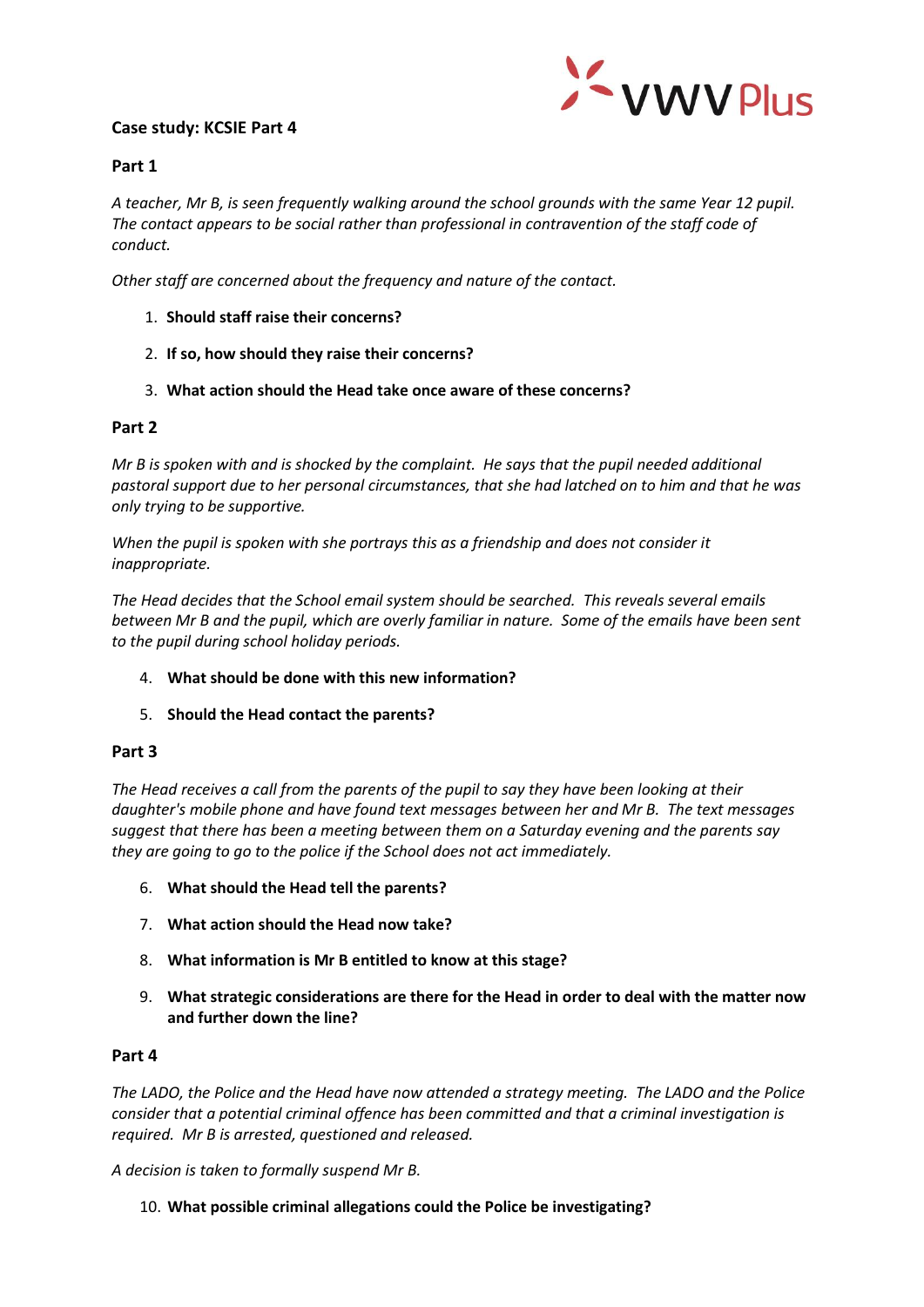# Case study: KCSIE Part 4

## Part 1

*A teacher, Mr B, is seen frequently walking around the school grounds with the same Year 12 pupil. The contact appears to be social rather than professional in contravention of the staff code of conduct.*

*Other staff are concerned about the frequency and nature of the contact.*

1. **Should staff raise their concerns?**
2. **If so, how should they raise their concerns?**
3. **What action should the Head take once aware of these concerns?**

## Part 2

*Mr B is spoken with and is shocked by the complaint. He says that the pupil needed additional pastoral support due to her personal circumstances, that she had latched on to him and that he was only trying to be supportive.*

*When the pupil is spoken with she portrays this as a friendship and does not consider it inappropriate.*

*The Head decides that the School email system should be searched. This reveals several emails between Mr B and the pupil, which are overly familiar in nature. Some of the emails have been sent to the pupil during school holiday periods.*

4. **What should be done with this new information?**
5. **Should the Head contact the parents?**

## Part 3

*The Head receives a call from the parents of the pupil to say they have been looking at their daughter's mobile phone and have found text messages between her and Mr B. The text messages suggest that there has been a meeting between them on a Saturday evening and the parents say they are going to go to the police if the School does not act immediately.*

6. **What should the Head tell the parents?**
7. **What action should the Head now take?**
8. **What information is Mr B entitled to know at this stage?**
9. **What strategic considerations are there for the Head in order to deal with the matter now and further down the line?**

## Part 4

*The LADO, the Police and the Head have now attended a strategy meeting. The LADO and the Police consider that a potential criminal offence has been committed and that a criminal investigation is required. Mr B is arrested, questioned and released.*

*A decision is taken to formally suspend Mr B.*

10. **What possible criminal allegations could the Police be investigating?**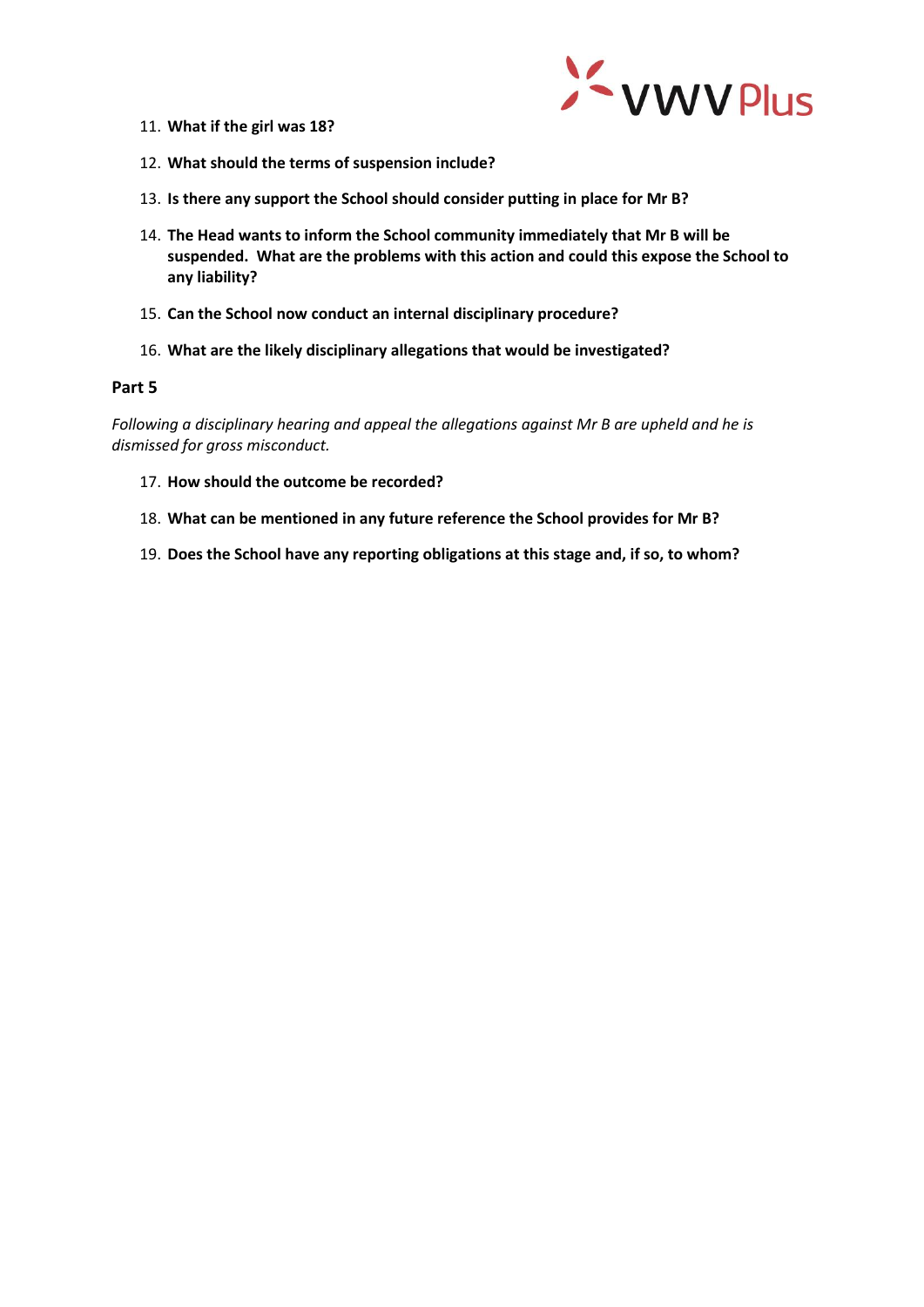11. **What if the girl was 18?**

12. **What should the terms of suspension include?**

13. **Is there any support the School should consider putting in place for Mr B?**

14. **The Head wants to inform the School community immediately that Mr B will be suspended. What are the problems with this action and could this expose the School to any liability?**

15. **Can the School now conduct an internal disciplinary procedure?**

16. **What are the likely disciplinary allegations that would be investigated?**

**Part 5**

*Following a disciplinary hearing and appeal the allegations against Mr B are upheld and he is dismissed for gross misconduct.*

17. **How should the outcome be recorded?**

18. **What can be mentioned in any future reference the School provides for Mr B?**

19. **Does the School have any reporting obligations at this stage and, if so, to whom?**